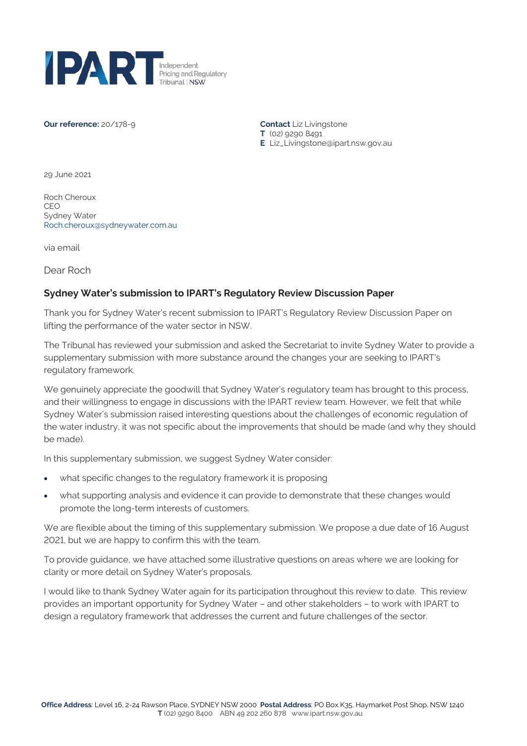IPART Independent Pricing and Regulatory Tribunal | NSW

**Our reference:** 20/178-9

**Contact** Liz Livingstone
**T** (02) 9290 8491
**E** Liz_Livingstone@ipart.nsw.gov.au

29 June 2021

Roch Cheroux
CEO
Sydney Water
Roch.cheroux@sydneywater.com.au

via email

Dear Roch

**Sydney Water's submission to IPART's Regulatory Review Discussion Paper**

Thank you for Sydney Water's recent submission to IPART's Regulatory Review Discussion Paper on lifting the performance of the water sector in NSW.

The Tribunal has reviewed your submission and asked the Secretariat to invite Sydney Water to provide a supplementary submission with more substance around the changes your are seeking to IPART's regulatory framework.

We genuinely appreciate the goodwill that Sydney Water's regulatory team has brought to this process, and their willingness to engage in discussions with the IPART review team. However, we felt that while Sydney Water's submission raised interesting questions about the challenges of economic regulation of the water industry, it was not specific about the improvements that should be made (and why they should be made).

In this supplementary submission, we suggest Sydney Water consider:

- what specific changes to the regulatory framework it is proposing
- what supporting analysis and evidence it can provide to demonstrate that these changes would promote the long-term interests of customers.

We are flexible about the timing of this supplementary submission. We propose a due date of 16 August 2021, but we are happy to confirm this with the team.

To provide guidance, we have attached some illustrative questions on areas where we are looking for clarity or more detail on Sydney Water's proposals.

I would like to thank Sydney Water again for its participation throughout this review to date. This review provides an important opportunity for Sydney Water – and other stakeholders – to work with IPART to design a regulatory framework that addresses the current and future challenges of the sector.

**Office Address**: Level 16, 2-24 Rawson Place, SYDNEY NSW 2000 **Postal Address**: PO Box K35, Haymarket Post Shop, NSW 1240
**T** (02) 9290 8400 ABN 49 202 260 878 www.ipart.nsw.gov.au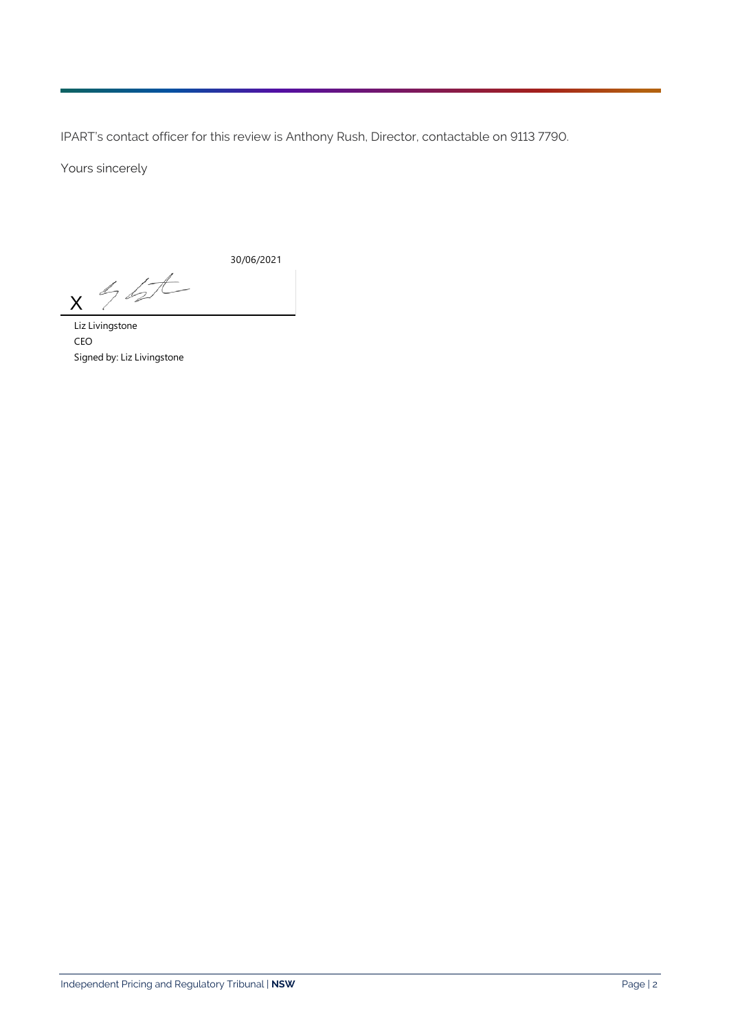IPART's contact officer for this review is Anthony Rush, Director, contactable on 9113 7790.

Yours sincerely

30/06/2021

X

Liz Livingstone
CEO
Signed by: Liz Livingstone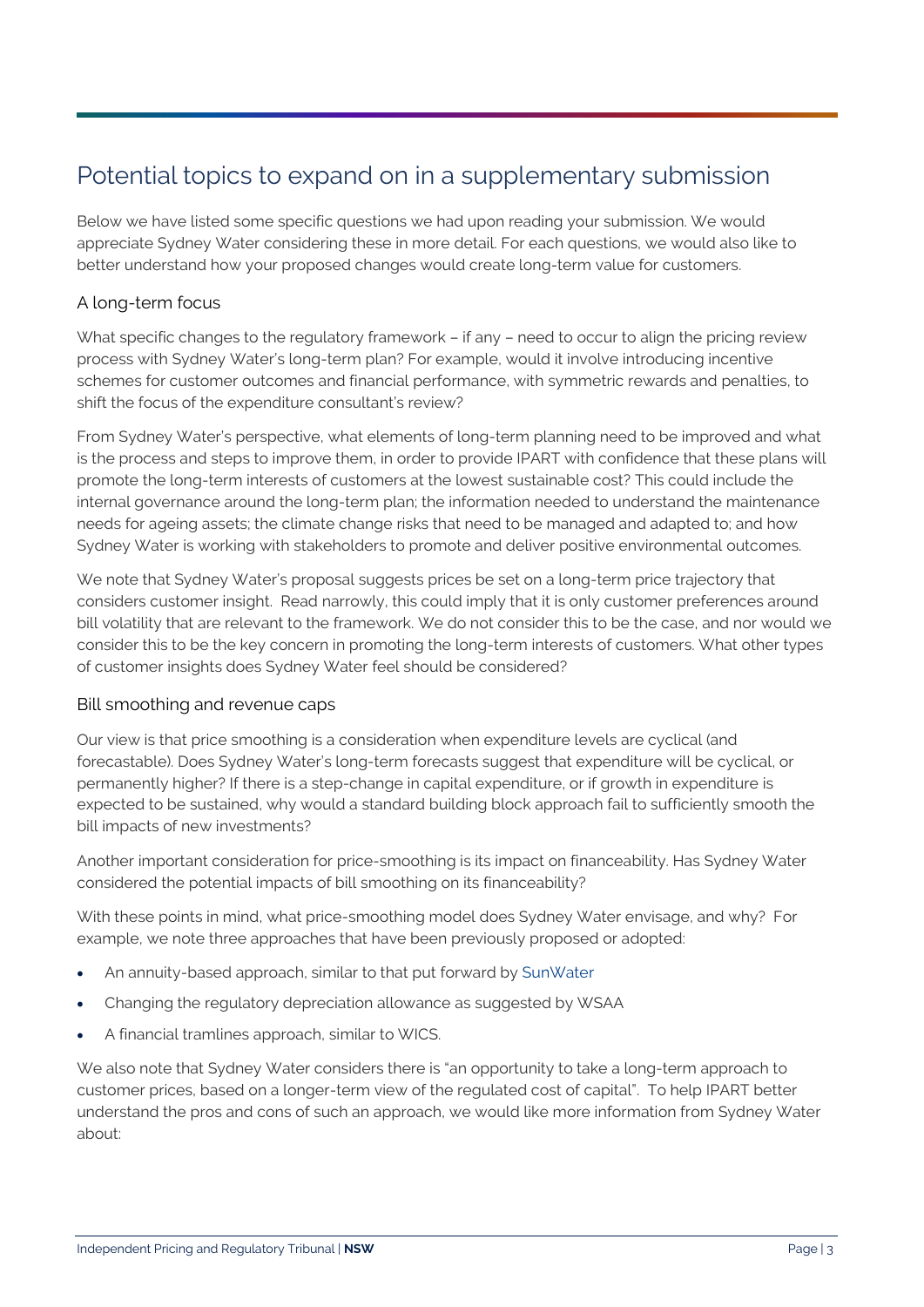# Potential topics to expand on in a supplementary submission

Below we have listed some specific questions we had upon reading your submission. We would appreciate Sydney Water considering these in more detail. For each questions, we would also like to better understand how your proposed changes would create long-term value for customers.

## A long-term focus

What specific changes to the regulatory framework – if any – need to occur to align the pricing review process with Sydney Water's long-term plan? For example, would it involve introducing incentive schemes for customer outcomes and financial performance, with symmetric rewards and penalties, to shift the focus of the expenditure consultant's review?

From Sydney Water's perspective, what elements of long-term planning need to be improved and what is the process and steps to improve them, in order to provide IPART with confidence that these plans will promote the long-term interests of customers at the lowest sustainable cost? This could include the internal governance around the long-term plan; the information needed to understand the maintenance needs for ageing assets; the climate change risks that need to be managed and adapted to; and how Sydney Water is working with stakeholders to promote and deliver positive environmental outcomes.

We note that Sydney Water's proposal suggests prices be set on a long-term price trajectory that considers customer insight. Read narrowly, this could imply that it is only customer preferences around bill volatility that are relevant to the framework. We do not consider this to be the case, and nor would we consider this to be the key concern in promoting the long-term interests of customers. What other types of customer insights does Sydney Water feel should be considered?

## Bill smoothing and revenue caps

Our view is that price smoothing is a consideration when expenditure levels are cyclical (and forecastable). Does Sydney Water's long-term forecasts suggest that expenditure will be cyclical, or permanently higher? If there is a step-change in capital expenditure, or if growth in expenditure is expected to be sustained, why would a standard building block approach fail to sufficiently smooth the bill impacts of new investments?

Another important consideration for price-smoothing is its impact on financeability. Has Sydney Water considered the potential impacts of bill smoothing on its financeability?

With these points in mind, what price-smoothing model does Sydney Water envisage, and why? For example, we note three approaches that have been previously proposed or adopted:

- An annuity-based approach, similar to that put forward by SunWater
- Changing the regulatory depreciation allowance as suggested by WSAA
- A financial tramlines approach, similar to WICS.

We also note that Sydney Water considers there is "an opportunity to take a long-term approach to customer prices, based on a longer-term view of the regulated cost of capital". To help IPART better understand the pros and cons of such an approach, we would like more information from Sydney Water about: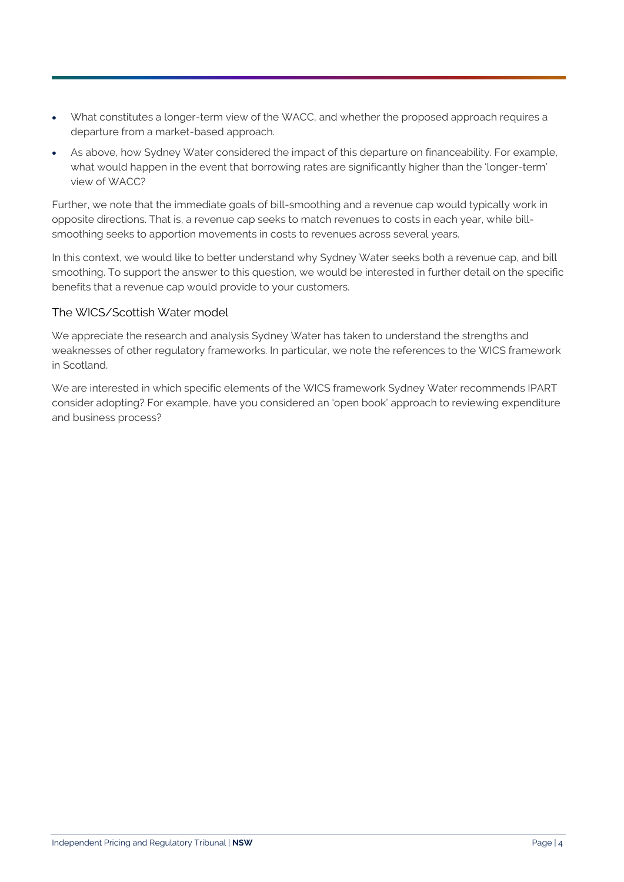- What constitutes a longer-term view of the WACC, and whether the proposed approach requires a departure from a market-based approach.
- As above, how Sydney Water considered the impact of this departure on financeability. For example, what would happen in the event that borrowing rates are significantly higher than the 'longer-term' view of WACC?

Further, we note that the immediate goals of bill-smoothing and a revenue cap would typically work in opposite directions. That is, a revenue cap seeks to match revenues to costs in each year, while bill-smoothing seeks to apportion movements in costs to revenues across several years.

In this context, we would like to better understand why Sydney Water seeks both a revenue cap, and bill smoothing. To support the answer to this question, we would be interested in further detail on the specific benefits that a revenue cap would provide to your customers.

### The WICS/Scottish Water model

We appreciate the research and analysis Sydney Water has taken to understand the strengths and weaknesses of other regulatory frameworks. In particular, we note the references to the WICS framework in Scotland.

We are interested in which specific elements of the WICS framework Sydney Water recommends IPART consider adopting? For example, have you considered an 'open book' approach to reviewing expenditure and business process?